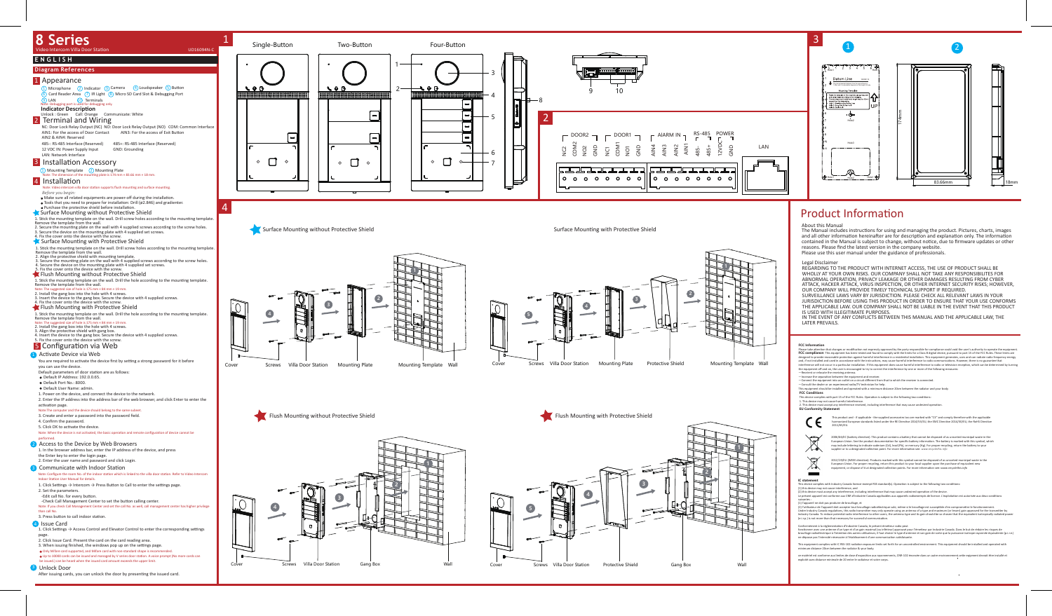# 8 Series

Video Intercom Villa Door Station UD16094N-C

## ENGLISH

### Diagram References

### 1 Appearance

1. Microphone 2. Indicator 3. Camera 4. Loudspeaker 5. Button 6. Card Reader Area 7. IR Light 8. Micro SD Card Slot & Debugging Port 9. LAN 10. Terminals

Note: Debugging port is used for debugging only.

**Indicator Description**

Unlock: Green Call: Orange Communicate: White

### 2 Terminal and Wiring

NC: Door Lock Relay Output (NC) NO: Door Lock Relay Output (NO) COM: Common Interface
AIN1: For the access of Door Contact AIN3: For the access of Exit Button
AIN2 & AIN4: Reserved
485-: RS-485 Interface (Reserved) 485+: RS-485 Interface (Reserved)
12 VDC IN: Power Supply Input GND: Grounding
LAN: Network Interface

### 3 Installation Accessory

1. Mounting Template 2. Mounting Plate

Note: The dimension of the mounting plate is 174 mm × 83.66 mm × 18 mm.

### 4 Installation

Note: Video intercom villa door station supports flush mounting and surface mounting.

*Before you begin:*

- Make sure all related equipments are power-off during the installation.
- Tools that you need to prepare for installation: Drill (φ2.846) and gradienter.
- Purchase the protective shield before installation.

**Surface Mounting without Protective Shield**

1. Stick the mounting template on the wall. Drill screw holes according to the mounting template. Remove the template from the wall.
2. Secure the mounting plate on the wall with 4 supplied screws according to the screw holes.
3. Secure the device on the mounting plate with 4 supplied set screws.
4. Fix the cover onto the device with the screw.

**Surface Mounting with Protective Shield**

1. Stick the mounting template on the wall. Drill screw holes according to the mounting template. Remove the template from the wall.
2. Align the protective shield with mounting template.
3. Secure the mounting plate on the wall with 4 supplied screws according to the screw holes.
4. Secure the device on the mounting plate with 4 supplied set screws.
5. Fix the cover onto the device with the screw.

**Flush Mounting without Protective Shield**

1. Stick the mounting template on the wall. Drill the hole according to the mounting template. Remove the template from the wall.

Note: The suggested size of hole is 375 mm × 88 mm × 19 mm.

2. Install the gang box into the hole with 4 screws.
3. Insert the device to the gang box. Secure the device with 4 supplied screws.
4. Fix the cover onto the device with the screw.

**Flush Mounting with Protective Shield**

1. Stick the mounting template on the wall. Drill the hole according to the mounting template. Remove the template from the wall.

Note: The suggested size of hole is 375 mm × 88 mm × 19 mm.

2. Install the gang box into the hole with 4 screws.
3. Align the protective shield with gang box.
4. Insert the device to the gang box. Secure the device with 4 supplied screws.
5. Fix the cover onto the device with the screw.

### 5 Configuration via Web

**1 Activate Device via Web**

You are required to activate the device first by setting a strong password for it before you can use the device.

Default parameters of door station are as follows:

- Default IP Address: 192.0.0.65.
- Default Port No.: 8000.
- Default User Name: admin.

1. Power on the device, and connect the device to the network.
2. Enter the IP address into the address bar of the web browser, and click Enter to enter the activation page.

Note: The computer and the device should belong to the same subnet.

3. Create and enter a password into the password field.
4. Confirm the password.
5. Click OK to activate the device.

Note: When the device is not activated, the basic operation and remote configuration of device cannot be performed.

**2 Access to the Device by Web Browsers**

1. In the browser address bar, enter the IP address of the device, and press the Enter key to enter the login page.
2. Enter the user name and password and click Login.

**3 Communicate with Indoor Station**

Note: Configure the room No. of the indoor station which is linked to the villa door station. Refer to Video Intercom Indoor Station User Manual for details.

1. Click Settings → Intercom → Press Button to Call to enter the settings page.
2. Set the parameters.
   - Edit call No. for every button.
   - Check Call Management Center to set the button calling center.

Note: If you check Call Management Center and set the call No. as well, call management center has higher privilege than call No.

3. Press button to call indoor station.

**4 Issue Card**

1. Click Settings → Access Control and Elevator Control to enter the corresponding settings page.
2. Click Issue Card. Present the card on the card reading area.
3. When issuing finished, the windows pop up on the settings page.

- Only Mifare card supported, and Mifare card with non-standard shape is recommended.
- Up to 10000 cards can be issued and managed by V series door station. A voice prompt (No more cards can be issued.) can be heard when the issued card amount exceeds the upper limit.

**5 Unlock Door**

After issuing cards, you can unlock the door by presenting the issued card.

## 1

Single-Button Two-Button Four-Button

1 2 3 4 5 6 7 8 9 10

## 2

DOOR2: NC2 COM2 NO2 GND | DOOR1: NC1 COM1 NO1 GND | ALARM IN: AIN4 AIN3 AIN2 AIN1 | RS-485: 485- 485+ | POWER: 12VDC GND | LAN

## 3

1 2

Datum Line UP 174mm 83.66mm 18mm

## 4

Surface Mounting without Protective Shield: Cover, Screws, Villa Door Station, Mounting Plate, Mounting Template, Wall

Surface Mounting with Protective Shield: Cover, Screws, Villa Door Station, Mounting Plate, Protective Shield, Mounting Template, Wall

Flush Mounting without Protective Shield: Cover, Screws, Villa Door Station, Gang Box, Wall

Flush Mounting with Protective Shield: Cover, Screws, Villa Door Station, Protective Shield, Gang Box, Wall

# Product Information

**About this Manual**

The Manual includes instructions for using and managing the product. Pictures, charts, images and all other information hereinafter are for description and explanation only. The information contained in the Manual is subject to change, without notice, due to firmware updates or other reasons. Please find the latest version in the company website.
Please use this user manual under the guidance of professionals.

**Legal Disclaimer**

REGARDING TO THE PRODUCT WITH INTERNET ACCESS, THE USE OF PRODUCT SHALL BE WHOLLY AT YOUR OWN RISKS. OUR COMPANY SHALL NOT TAKE ANY RESPONSIBILITES FOR ABNORMAL OPERATION, PRIVACY LEAKAGE OR OTHER DAMAGES RESULTING FROM CYBER ATTACK, HACKER ATTACK, VIRUS INSPECTION, OR OTHER INTERNET SECURITY RISKS; HOWEVER, OUR COMPANY WILL PROVIDE TIMELY TECHNICAL SUPPORT IF REQUIRED.
SURVEILLANCE LAWS VARY BY JURISDICTION. PLEASE CHECK ALL RELEVANT LAWS IN YOUR JURISDICTION BEFORE USING THIS PRODUCT IN ORDER TO ENSURE THAT YOUR USE CONFORMS THE APPLICABLE LAW. OUR COMPANY SHALL NOT BE LIABLE IN THE EVENT THAT THIS PRODUCT IS USED WITH ILLEGITIMATE PURPOSES.
IN THE EVENT OF ANY CONFLICTS BETWEEN THIS MANUAL AND THE APPLICABLE LAW, THE LATER PREVAILS.

**FCC Information**

Please take attention that changes or modification not expressly approved by the party responsible for compliance could void the user's authority to operate the equipment.
**FCC compliance:** This equipment has been tested and found to comply with the limits for a Class B digital device, pursuant to part 15 of the FCC Rules. These limits are designed to provide reasonable protection against harmful interference in a residential installation. This equipment generates, uses and can radiate radio frequency energy and, if not installed and used in accordance with the instructions, may cause harmful interference to radio communications. However, there is no guarantee that interference will not occur in a particular installation. If this equipment does cause harmful interference to radio or television reception, which can be determined by turning the equipment off and on, the user is encouraged to try to correct the interference by one or more of the following measures:

- Reorient or relocate the receiving antenna.
- Increase the separation between the equipment and receiver.
- Connect the equipment into an outlet on a circuit different from that to which the receiver is connected.
- Consult the dealer or an experienced radio/TV technician for help.

This equipment should be installed and operated with a minimum distance 20cm between the radiator and your body.

**FCC Conditions**

This device complies with part 15 of the FCC Rules. Operation is subject to the following two conditions:
1. This device may not cause harmful interference.
2. This device must accept any interference received, including interference that may cause undesired operation.

**EU Conformity Statement**

This product and - if applicable - the supplied accessories too are marked with "CE" and comply therefore with the applicable harmonized European standards listed under the RE Directive 2014/53/EU, the EMC Directive 2014/30/EU, the RoHS Directive 2011/65/EU.

2006/66/EC (battery directive): This product contains a battery that cannot be disposed of as unsorted municipal waste in the European Union. See the product documentation for specific battery information. The battery is marked with this symbol, which may include lettering to indicate cadmium (Cd), lead (Pb), or mercury (Hg). For proper recycling, return the battery to your supplier or to a designated collection point. For more information see: www.recyclethis.info

2012/19/EU (WEEE directive): Products marked with this symbol cannot be disposed of as unsorted municipal waste in the European Union. For proper recycling, return this product to your local supplier upon the purchase of equivalent new equipment, or dispose of it at designated collection points. For more information see: www.recyclethis.info

**IC statement**

This device complies with Industry Canada licence-exempt RSS standard(s). Operation is subject to the following two conditions:
(1) this device may not cause interference, and
(2) this device must accept any interference, including interference that may cause undesired operation of the device.
Le présent appareil est conforme aux CNR d'Industrie Canada applicables aux appareils radio exempts de licence. L'exploitation est autorisée aux deux conditions suivantes:
(1) l'appareil ne doit pas produire de brouillage, et
(2) l'utilisateur de l'appareil doit accepter tout brouillage radioélectrique subi, même si le brouillage est susceptible d'en compromettre le fonctionnement.
Under Industry Canada regulations, this radio transmitter may only operate using an antenna of a type and maximum (or lesser) gain approved for the transmitter by Industry Canada. To reduce potential radio interference to other users, the antenna type and its gain should be so chosen that the equivalent isotropically radiated power (e.i.r.p.) is not more than that necessary for successful communication.

Conformément à la réglementation d'Industrie Canada, le présent émetteur radio peut fonctionner avec une antenne d'un type et d'un gain maximal (ou inférieur) approuvé pour l'émetteur par Industrie Canada. Dans le but de réduire les risques de brouillage radioélectrique à l'intention des autres utilisateurs, il faut choisir le type d'antenne et son gain de sorte que la puissance isotrope rayonnée équivalente (p.i.r.e.) ne dépasse pas l'intensité nécessaire à l'établissement d'une communication satisfaisante.

This equipment complies with IC RSS-102 radiation exposure limits set forth for an uncontrolled environment. This equipment should be installed and operated with minimum distance 20cm between the radiator & your body.

ce matériel est conforme aux limites de dose d'exposition aux rayonnements, CNR-102 énoncée dans un autre environnement.cette eqipment devrait être installé et exploité avec distance minimale de 20 entre le radiateur et votre corps.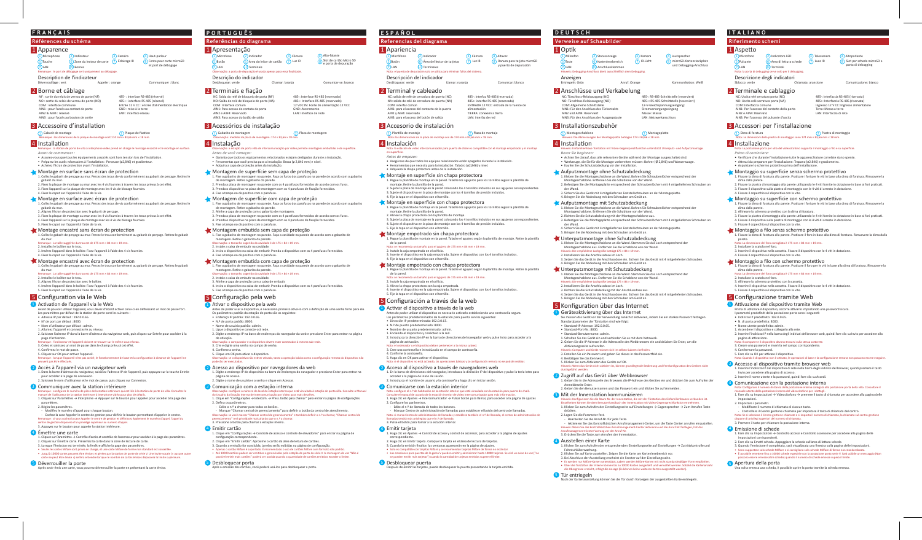# FRANÇAIS

## Références du schéma

### 1 Apparence

① Microphone ② Indicateur ③ Caméra ④ Haut-parleur
⑤ Touche ⑥ Zone du lecteur de carte ⑦ Éclairage IR ⑧ Fente pour carte microSD et port de débogage
⑨ LAN ⑩ Bornes

Remarque : le port de débogage sert uniquement au débogage.

Description de l'indicateur

Déverrouillage : vert   Appeler : orange   Communiquer : blanc

### 2 Borne et câblage

NF : sortie du relais de verrou de porte (NF)
NO : sortie du relais de verrou de porte (NO)
COM : interface commune
AIN1 : pour l'accès du contact de porte
AIN2 & AIN4 : réservé
AIN3 : pour l'accès au bouton de sortie
485- : interface RS-485 (réservé)
485+ : interface RS-485 (réservé)
Entrée 12 V CC : entrée d'alimentation électrique
GND : mise à la terre
LAN : interface réseau

### 3 Accessoires d'installation

① Gabarit de montage ② Plaque de fixation

Remarque : les dimensions de la plaque de montage sont 176 mm × 86 mm × 18 mm.

### 4 Installation

Remarque : la station de porte de villa à interphone vidéo prend en charge le montage encastré et le montage en surface.

*Avant de commencer :*

- Assurez-vous que tous les équipements associés sont hors tension lors de l'installation.
- Préparez les outils nécessaires à l'installation : Perceuse (ø2,846) et gradienteur.
- Achetez l'écran de protection avant l'installation.

**Montage en surface sans écran de protection**

1. Collez le gabarit de perçage au mur. Percez des trous de vis conformément au gabarit de perçage. Retirez le gabarit du mur.
2. Fixez la plaque de montage au mur avec les 4 vis fournies à travers les trous percés à cet effet.
3. Fixez le dispositif sur la plaque de montage avec les 4 vis de blocage fournies.
4. Fixez le capot sur l'appareil à l'aide de la vis.

**Montage en surface avec écran de protection**

1. Collez le gabarit de perçage au mur. Percez des trous de vis conformément au gabarit de perçage. Retirez le gabarit du mur.
2. Alignez l'écran de protection avec le gabarit de perçage.
3. Fixez la plaque de montage au mur avec les 4 vis fournies à travers les trous percés à cet effet.
4. Fixez l'appareil sur la plaque de montage avec les 4 vis de blocage fournies.
5. Fixez le capot sur l'appareil à l'aide de la vis.

**Montage encastré sans écran de protection**

1. Collez le gabarit de perçage au mur. Percez le trou conformément au gabarit de perçage. Retirez le gabarit du mur.
   Remarque : La taille suggérée du trou est de 175 mm × 88 mm × 19 mm.
2. Installez le boîtier sur le trou.
3. Insérez l'appareil dans le boîtier. Fixez l'appareil à l'aide des 4 vis fournies.
4. Fixez le capot sur l'appareil à l'aide de la vis.

**Montage encastré avec écran de protection**

1. Collez le gabarit de perçage au mur. Percez le trou conformément au gabarit de perçage. Retirez le gabarit du mur.
   Remarque : La taille suggérée du trou est de 175 mm × 88 mm × 19 mm.
2. Installez le boîtier sur le trou.
3. Alignez l'écran de protection avec le boîtier.
4. Insérez l'appareil dans le boîtier. Fixez l'appareil à l'aide des 4 vis fournies.
5. Fixez le capot sur l'appareil à l'aide de la vis.

### 5 Configuration via le Web

**1 Activation de l'appareil via le Web**

Avant de pouvoir utiliser l'appareil, vous devez d'abord activer celui-ci en définissant un mot de passe fort.
Les paramètres par défaut de la station de porte sont les suivants :

- Adresse IP par défaut : 192.0.0.65.
- N° de port par défaut : 8000.
- Nom d'utilisateur par défaut : admin.

1. Allumez l'appareil et connectez-le au réseau.
2. Saisissez l'adresse IP dans la barre d'adresse du navigateur web, puis cliquez sur Entrée pour accéder à la page d'activation.
   Remarque : l'ordinateur et l'appareil doivent se trouver sur le même sous-réseau.
3. Créez et saisissez un mot de passe dans le champ prévu à cet effet.
4. Confirmez le mot de passe.
5. Cliquez sur OK pour activer l'appareil.

Remarque : lorsque l'appareil n'est pas activé, le fonctionnement de base et la configuration à distance de l'appareil ne peuvent pas être effectués.

**2 Accès à l'appareil via un navigateur web**

1. Dans la barre d'adresse du navigateur, saisissez l'adresse IP de l'appareil, puis appuyez sur la touche Entrée pour accéder à la page de connexion.
2. Saisissez le nom d'utilisateur et le mot de passe, puis cliquez sur Connexion.

**3 Communiquer avec la station intérieure**

Remarque : configurez le numéro de pièce de la station intérieure qui est liée à la station de porte de villa. Consultez le manuel de l'utilisateur de la station intérieure à interphone vidéo pour plus de détails.

1. Cliquez sur Paramètres → Interphone → Appuyer sur le bouton pour appeler pour accéder à la page des paramètres.
2. Réglez les paramètres.
   - Modifiez le numéro d'appel pour chaque bouton.
   - Cochez la case Appeler le centre de gestion pour définir le bouton permettant d'appeler le centre.
   Remarque : si vous cochez la case Appeler le centre de gestion et définissez également le numéro d'appel, l'appel du centre de gestion dispose d'un privilège supérieur au numéro d'appel.
3. Appuyez sur le bouton pour appeler la station intérieure.

**4 Émettre une carte**

1. Cliquez sur Paramètres → Contrôle d'accès et contrôle de l'ascenseur pour accéder à la page des paramètres.
2. Cliquez sur Émettre carte. Présentez la carte dans la zone de lecture de carte.
3. Lorsque l'émission est terminée, la fenêtre affichera la page des paramètres.

- Seules les cartes Mifare sont prises en charge, et une carte Mifare de format non standard est conseillée.
- Jusqu'à 10000 cartes peuvent être émises et gérées par la station de porte de série V. Une invite vocale sera entendue lorsque le nombre de cartes émises dépasse la limite.

**5 Déverrouiller la porte**

Après avoir émis une carte, vous pourrez déverrouiller la porte en présentant la carte émise.

# PORTUGUÊS

## Referências do diagrama

### 1 Apresentação

① Microfone ② Indicador ③ Câmera ④ Alto-falante
⑤ Botão ⑥ Área do leitor de cartão ⑦ Luz IR ⑧ Slot de cartão Micro SD e porta de depuração
⑨ LAN ⑩ Terminais

Observação: a porta de depuração é usada apenas para depuração.

Descrição do indicador

Desbloquear: verde   Chamar: laranja   Comunicar-se: branco

### 2 Terminais e fiação

NC: Saída do relé de bloqueio de porta (NF)
NO: Saída do relé de bloqueio de porta (NA)
COM: Interface comum
AIN1: Para acesso do contato da porta
AIN2 e AIN4: Reservado
AIN3: Para acesso do botão de saída
485-: Interface RS-485 (reservado)
485+: Interface RS-485 (reservado)
12 VDC IN: Fonte de alimentação 12 VCC
GND: Aterramento
LAN: Interface de rede

### 3 Acessórios de instalação

① Gabarito de montagem ② Placa de montagem

Observação: medida da placa de montagem: 176 × 86,86 × 18 mm.

### 4 Instalação

Observação: a estação de porta villa de intercomunicação por vídeo permite montagens embutidas e de superfície.

*Antes de você começar:*

- Garanta que todos os equipamentos relacionados estejam desligados durante a instalação.
- Ferramentas que você precisa para a instalação: Broca (ø 2,846) e medidor.
- Adquira a capa de proteção antes da instalação.

**Montagem de superfície sem capa de proteção**

1. Fixe o gabarito de montagem na parede. Faça os furos dos parafusos no parede de acordo com o gabarito de montagem. Retire o gabarito da parede.
2. Prenda a placa de montagem na parede com os 4 parafusos fornecidos de acordo com os furos.
3. Prenda o dispositivo na placa de montagem com os 4 parafusos de fixação fornecidos.
4. Fixe a tampa no dispositivo com o parafuso.

**Montagem de superfície com capa de proteção**

1. Fixe o gabarito de montagem na parede. Faça os furos dos parafusos na parede de acordo com o gabarito de montagem. Retire o gabarito da parede.
2. Alinhe a capa de proteção com o gabarito de montagem.
3. Prenda a placa de montagem na parede com os 4 parafusos fornecidos de acordo com os furos.
4. Prenda o dispositivo na placa de montagem com os 4 parafusos de fixação fornecidos.
5. Fixe a tampa no dispositivo com o parafuso.

**Montagem embutida sem capa de proteção**

1. Fixe o gabarito de montagem na parede. Faça a cavidade na parede de acordo com o gabarito de montagem. Retire o gabarito da parede.
   Observação: o tamanho sugerido da cavidade é 175 × 86 × 19 mm.
2. Instale a caixa de embutir na cavidade.
3. Insira o dispositivo na caixa de embutir. Prenda o dispositivo com os 4 parafusos fornecidos.
4. Fixe a tampa no dispositivo com o parafuso.

**Montagem embutida com capa de proteção**

1. Fixe o gabarito de montagem na parede. Faça a cavidade na parede de acordo com o gabarito de montagem. Retire o gabarito da parede.
   Observação: o tamanho sugerido da cavidade é 175 × 86 × 19 mm.
2. Instale a caixa de embutir na cavidade.
3. Alinhe a capa de proteção com a caixa de embutir.
4. Insira o dispositivo na caixa de embutir. Prenda o dispositivo com os 4 parafusos fornecidos.
5. Fixe a tampa no dispositivo com o parafuso.

### 5 Configuração pela web

**1 Ativar o dispositivo pela web**

Antes de poder usar o dispositivo, é necessário primeiro ativá-lo com a definição de uma senha forte para ele.
Os parâmetros padrão da estação de porta são os seguintes:

- Endereço IP padrão: 192.0.0.65.
- N.º de porta padrão: 8000.
- Nome de usuário padrão: admin.

1. Ligue o dispositivo e conecte-o à rede.
2. Digite o endereço IP na barra de endereços do navegador da web e pressione Enter para entrar na página de ativação.
   Observação: o computador e o dispositivo devem estar conectados à mesma sub-rede.
3. Crie e digite uma senha no campo de senha.
4. Confirme a senha.
5. Clique em OK para ativar o dispositivo.

Observação: se o dispositivo não estiver ativado, tanto a operação básica como a configuração remota do dispositivo não poderão ser executadas.

**2 Acesso ao dispositivo por navegadores da web**

1. Digite o endereço IP do dispositivo na barra de endereços do navegador e pressione Enter para entrar na página de acesso.
2. Digite o nome de usuário e a senha e clique em Acessar.

**3 Comunicação com a estação interna**

Observação: configure o número do local da estação interna que está vinculada à estação de porta villa. Consulte o Manual do Usuário da Estação Interna de Intercomunicação por Vídeo para mais detalhes.

1. Clique em "Configurações → Intercom → Press. botão para chamar" para entrar na página de configurações.
2. Defina os parâmetros.
   - Edite o n.º a chamar para todos os botões.
   - Marque "Chamar central de gerenciamento" para definir o botão da central de atendimento.
   Observação: se você marcar "Chamar central de gerenciamento" e também definir o n.º a chamar, "Chamar central de gerenciamento" terá prioridade mais alta do que o n.º a chamar.
3. Pressione o botão para chamar a estação interna.

**4 Emitir cartão**

1. Clique em "Configurações → Controle de acesso e controle de elevadores" para entrar na página de configuração correspondente.
2. Clique em "Emitir cartão". Apresente o cartão da área de leitura de cartão.
3. Quando a emissão for concluída, janelas serão exibidas na página de configuração.

- Apenas o cartão Mifare é suportado. É recomendado o uso de cartões Mifare de formato não padrão.
- Até 10000 cartões podem ser emitidos e gerenciados pela estação de porta da série V. A mensagem de voz "Não é possível emitir mais cartões" pode ser ouvida quando a quantidade de cartões emitidos exceder o limite.

**5 Desbloquear porta**

Após a emissão dos cartões, você poderá usá-los para desbloquear a porta.

# ESPAÑOL

## Referencias del diagrama

### 1 Apariencia

① Micrófono ② Indicador ③ Cámara ④ Altavoz
⑤ Botón ⑥ Área del lector de tarjetas ⑦ Luz IR ⑧ Ranura para tarjeta microSD y puerto de depuración
⑨ LAN ⑩ Terminales

Nota: el puerto de depuración solo se utiliza para eliminar fallos del sistema.

Descripción del indicador

Desbloquear: verde   Llamar: naranja   Comunicar: blanco

### 2 Terminal y cableado

NC: salida de relé de cerradura de puerta (NC)
NO: salida de relé de cerradura de puerta (NA)
COM: interfaz común
AIN1: para el acceso del contacto de la puerta
AIN2 y AIN4: reservado
AIN3: para el acceso del botón de salida
485-: interfaz RS-485 (reservada)
485+: interfaz RS-485 (reservada)
ENTRADA 12 VCC: entrada de la fuente de alimentación
TIERRA: conexión a tierra
LAN: interfaz de red

### 3 Accesorio de instalación

① Plantilla de montaje ② Placa de montaje

Nota: las dimensiones de la placa de montaje son de 176 mm × 86 mm × 18 mm.

### 4 Instalación

Nota: la estación de video intercomunicador para puerta de chalé es compatible con el montaje empotrado y el montaje en superficie.

*Antes de empezar:*

- Asegúrese de que todos los equipos relacionados estén apagados durante la instalación.
- Herramientas que necesita para la instalación: Taladro (ø2,846) y nivel.
- Adquiera la capa protectora antes de la instalación.

**Montaje en superficie sin chapa protectora**

1. Pegue la plantilla de montaje en la pared. Taladre los agujeros para los tornillos según la plantilla de montaje. Retire la plantilla de la pared.
2. Sujete la placa de montaje en la pared colocando los 4 tornillos incluidos en sus agujeros correspondientes.
3. Sujete el dispositivo en la placa de montaje con los 4 tornillos de presión incluidos.
4. Fije la tapa en el dispositivo con el tornillo.

**Montaje en superficie con chapa protectora**

1. Pegue la plantilla de montaje en la pared. Taladre los agujeros para los tornillos según la plantilla de montaje. Retire la plantilla de la pared.
2. Alinee la chapa protectora con la plantilla de montaje.
3. Sujete la placa de montaje en la pared colocando los 4 tornillos incluidos en sus agujeros correspondientes.
4. Sujete el dispositivo en la placa de montaje con los 4 tornillos de presión incluidos.
5. Fije la tapa en el dispositivo con el tornillo.

**Montaje empotrado sin chapa protectora**

1. Pegue la plantilla de montaje en la pared. Taladre el agujero según la plantilla de montaje. Retire la plantilla de la pared.
   Nota: se recomienda un tamaño para el agujero de 175 mm × 88 mm × 19 mm.
2. Instale la caja empotrada en el orificio.
3. Inserte el dispositivo en la caja empotrada. Sujete el dispositivo con los 4 tornillos incluidos.
4. Fije la tapa en el dispositivo con el tornillo.

**Montaje empotrado con chapa protectora**

1. Pegue la plantilla de montaje en la pared. Taladre el agujero según la plantilla de montaje. Retire la plantilla de la pared.
   Nota: se recomienda un tamaño para el agujero de 175 mm × 88 mm × 19 mm.
2. Instale la caja empotrada en el orificio.
3. Alinee la chapa protectora con la caja empotrada.
4. Inserte el dispositivo en la caja empotrada. Sujete el dispositivo con los 4 tornillos incluidos.
5. Fije la tapa en el dispositivo con el tornillo.

### 5 Configuración a través de la web

**1 Activar el dispositivo a través de la web**

Antes de poder utilizar el dispositivo es necesario activarlo estableciendo una contraseña segura.
Los parámetros predeterminados de la estación para puerta son los siguientes:

- Dirección IP predeterminada: 192.0.0.65.
- N.º de puerto predeterminado: 8000.
- Nombre de usuario predeterminado: admin.

1. Encienda el dispositivo y conéctelo a la red.
2. Introduzca la dirección IP en la barra de direcciones del navegador web y pulse Intro para acceder a la página de activación.
   Nota: el ordenador y el dispositivo deben pertenecer a la misma subred.
3. Cree una contraseña e introdúzcala en el campo de contraseña.
4. Confirme la contraseña.
5. Haga clic en OK para activar el dispositivo.

Nota: si el dispositivo no está activado, las operaciones básicas y la configuración remota no se podrán realizar.

**2 Acceso al dispositivo a través de navegadores web**

1. En la barra de direcciones del navegador, introduzca la dirección IP del dispositivo y pulse la tecla Intro para acceder a la página de inicio de sesión.
2. Introduzca el nombre de usuario y la contraseña y haga clic en Iniciar sesión.

**3 Comunicarse con la estación interior**

Nota: configure el n.º de habitación de la estación interior que esté vinculada con la estación para puerta de chalé. Consulte el manual de usuario de la estación interior de video intercomunicador para más información.

1. Haga clic en Ajustes → Intercomunicador → Pulsar botón para llamar, para acceder a la página de ajustes.
2. Configure los parámetros.
   - Edite el n.º de llamada de todos los botones.
   - Marque Centro de administración de llamadas para establecer el botón del centro de llamadas.
   Nota: si marca Centro de administración de llamadas y establece también el n.º de llamada, el centro de administración de llamadas tendrá más privilegios que el n.º de llamada.
3. Pulse el botón para llamar a la estación interior.

**4 Emitir tarjeta**

1. Haga clic en Ajustes → Control de acceso y control de ascensor, para acceder a la página de ajustes correspondiente.
2. Haga clic en Emitir tarjeta. Coloque la tarjeta en el área de lectura de tarjetas.
3. Cuando la emisión finalice, las ventanas aparecerán en la página de ajustes.

- Solo es compatible con tarjetas Mifare y se recomiendan tarjetas Mifare de formato no estándar.
- La estación de puerta serie V puede emitir y administrar hasta 10000 tarjetas. Se oirá un aviso de voz ("no se pueden emitir más tarjetas") cuando la cantidad de tarjetas emitidas supere el límite.

**5 Desbloquear puerta**

Después de emitir las tarjetas, puede desbloquear la puerta presentando la tarjeta emitida.

# DEUTSCH

## Verweise auf Schaubilder

### 1 Optik

① Mikrofon ② Statusanzeige ③ Kamera ④ Lautsprecher
⑤ Taste ⑥ Kartenleserbereich ⑦ IR-Licht ⑧ microSD-Kartensteckplatz und Debugging-Anschluss
⑨ LAN ⑩ Anschlussklemmen

Hinweis: Debugging-Anschluss dient ausschließlich dem Debugging.

Anzeigen

Entriegeln: Grün   Anruf: Orange   Kommunikation: Weiß

### 2 Anschlüsse und Verkabelung

NC: Türschloss-Relaisausgang (NC)
NO: Türschloss-Relaisausgang (NO)
COM: Allgemeine Schnittstelle
AIN1: Für den Anschluss des Türkontakts
AIN2 und AIN4: Reserviert
AIN3: Für den Anschluss der Ausgangstaste
485-: RS-485-Schnittstelle (reserviert)
485+: RS-485-Schnittstelle (reserviert)
12-V-Gleichspannungseingang: Stromversorgungseingang
Masse: Masse
LAN: Netzwerkanschluss

### 3 Installationszubehör

① Montageschablone ② Montageplatte

Hinweis: Die Abmessungen der Montageplatte betragen 176 × 86,86 × 18 mm.

### 4 Installation

Hinweis: Außenstation für Video-Gegensprechanlage unterstützt Unterputz- und Aufputzmontage.

*Bevor Sie beginnen:*

- Achten Sie darauf, dass alle relevanten Geräte während der Montage ausgeschaltet sind.
- Werkzeuge, die Sie für die Montage vorbereiten müssen: Bohrer (Ø 2,846) und Wasserwaage.
- Kaufen Sie die Schutzabdeckung vor der Installation.

**Aufputzmontage ohne Schutzabdeckung**

1. Kleben Sie die Montageschablone an die Wand. Bohren Sie Schraubenlöcher entsprechend der Montageschablone. Entfernen Sie die Schablone von der Wand.
2. Befestigen Sie die Montageplatte entsprechend den Schraubenlöchern mit 4 mitgelieferten Schrauben an der Wand.
3. Sichern Sie das Gerät mit 4 mitgelieferten Feststellschrauben an der Montageplatte.
4. Bringen Sie die Abdeckung mit den Schrauben am Gerät an.

**Aufputzmontage mit Schutzabdeckung**

1. Kleben Sie die Montageschablone an die Wand. Bohren Sie Schraubenlöcher entsprechend der Montageschablone. Entfernen Sie die Schablone von der Wand.
2. Richten Sie die Schutzabdeckung mit der Montageschablone aus.
3. Befestigen Sie die Montageplatte entsprechend den Schraubenlöchern mit 4 mitgelieferten Schrauben an der Wand.
4. Sichern Sie das Gerät mit 4 mitgelieferten Feststellschrauben an der Montageplatte.
5. Bringen Sie die Abdeckung mit den Schrauben am Gerät an.

**Unterputzmontage ohne Schutzabdeckung**

1. Kleben Sie die Montageschablone an die Wand. Stemmen Sie das Loch entsprechend der Montageschablone aus. Entfernen Sie die Schablone von der Wand.
   Hinweis: Die empfohlene Lochgröße beträgt 175 × 88 × 19 mm.
2. Installieren Sie die Anschlussdose im Loch.
3. Setzen Sie das Gerät in die Anschlussdose ein. Sichern Sie das Gerät mit 4 mitgelieferten Schrauben.
4. Bringen Sie die Abdeckung mit den Schrauben am Gerät an.

**Unterputzmontage mit Schutzabdeckung**

1. Kleben Sie die Montageschablone an die Wand. Stemmen Sie das Loch entsprechend der Montageschablone aus. Entfernen Sie die Schablone von der Wand.
   Hinweis: Die empfohlene Lochgröße beträgt 175 × 88 × 19 mm.
2. Installieren Sie die Anschlussdose im Loch.
3. Richten Sie die Schutzabdeckung mit der Anschlussdose aus.
4. Setzen Sie das Gerät in die Anschlussdose ein. Sichern Sie das Gerät mit 4 mitgelieferten Schrauben.
5. Bringen Sie die Abdeckung mit den Schrauben am Gerät an.

### 5 Konfiguration über das Internet

**1 Geräteaktivierung über das Internet**

Sie müssen das Gerät vor der Verwendung zunächst aktivieren, indem Sie ein starkes Passwort festlegen.
Standardparameter der Türstation sind wie folgt:

- Standard-IP-Adresse: 192.0.0.65.
- Standard-Port-Nr.: 8000.
- Standard-Benutzername: admin.

1. Schalten Sie das Gerät ein und verbinden Sie es mit dem Netzwerk.
2. Geben Sie die IP-Adresse in die Adresszeile des Webbrowsers ein und drücken Sie Enter, um die Aktivierungsseite aufzurufen.
   Hinweis: Computer und Gerät müssen sich im selben Subnetz befinden.
3. Erstellen Sie ein Passwort und geben Sie dieses in das Passwortfeld ein.
4. Bestätigen Sie das Kennwort.
5. Klicken Sie zum Aktivieren des Geräts auf OK.

Hinweis: Wenn das Gerät nicht aktiviert ist, können grundlegende Bedienung und Fernkonfiguration des Geräts nicht durchgeführt werden.

**2 Zugriff auf das Gerät über Webbrowser**

1. Geben Sie in die Adresszeile des Browsers die IP-Adresse des Gerätes ein und drücken Sie zum Aufrufen der Anmeldeseite Enter.
2. Geben Sie den Benutzernamen und das Passwort ein und klicken Sie auf Anmelden.

**3 Mit der Innenstation kommunizieren**

Hinweis: Konfigurieren Sie die Raum-Nr. der Innenstation, die mit der Türstation des Einfamilienhauses verbunden ist. Einzelheiten können Sie dem Benutzerhandbuch der Innenstation mit Videogegensprechfunktion entnehmen.

1. Klicken Sie zum Aufrufen der Einstellungsseite auf Einstellungen → Gegensprechen → Zum Anrufen Taste drücken.
2. Legen Sie die Parameter fest.
   - Bearbeiten Sie die Anruf-Nr. für jede Taste.
   - Aktivieren Sie das Kontrollkästchen Anrufmanagement-Center, um die Taste Center anrufen einzustellen.
   Hinweis: Wenn Sie das Kontrollkästchen Anrufmanagement-Center aktivieren und die Anruf-Nr. festlegen, hat das Anrufmanagement-Center Vorrang vor der Anruf-Nr.
3. Drücken Sie die Taste zum Anrufen der Innenstation.

**4 Ausstellen einer Karte**

1. Klicken Sie zum Aufrufen der entsprechenden Einstellungsseite auf Einstellungen → Zutrittskontrolle und Fahrstuhlüberwachung.
2. Klicken Sie auf Karte ausstellen. Zeigen Sie die Karte am Kartenleserbereich vor.
3. Bei Abschluss der Ausstellung erscheint ein Fenster auf der Einstellungsseite.

- Es werden nur Mifare-Karten unterstützt; zudem werden nicht standardmäßige Form empfohlen.
- Über die Türstation der V-Serie können bis zu 10000 Karten ausgestellt und verwaltet werden. Sobald die Kartenanzahl die Obergrenze erreicht, erfolgt die Ansage (Es können keine weiteren Karten ausgestellt werden).

**5 Tür entriegeln**

Nach der Kartenausstellung können Sie die Tür durch Vorzeigen der ausgestellten Karte entriegeln.

# ITALIANO

## Riferimento schemi

### 1 Aspetto

① Microfono ② Indicatore LED ③ Telecamera ④ Altoparlante
⑤ Pulsante ⑥ Area di lettura schede ⑦ Luce IR ⑧ Slot per scheda microSD e porta di debugging
⑨ LAN ⑩ Terminali

Nota: la porta di debugging serve solo per il debugging.

Descrizione degli indicatori

Sblocco: verde   Chiamata: arancione   Comunicazione: bianco

### 2 Terminale e cablaggio

NC: Uscita relè serratura porta (NC)
NO: Uscita relè serratura porta (NA)
COM: Interfaccia comune
AIN1: Per l'accesso del contatto della porta
AIN2 e AIN4: Riservato
AIN3: Per l'accesso del pulsante d'uscita
485-: Interfaccia RS-485 (riservata)
485+: Interfaccia RS-485 (riservata)
Ingresso 12 V CC: Ingresso alimentazione
Terra: Messa a terra
LAN: Interfaccia di rete

### 3 Accessori per l'installazione

① Dima di foratura ② Piastra di montaggio

Nota: le dimensioni della piastra di montaggio sono: 176 mm × 86 mm × 18 mm.

### 4 Installazione

Nota: la postazione porta per villa del videocitofono supporta il montaggio a filo e su superficie.

*Prima di cominciare:*

- Verificare che durante l'installazione tutte le apparecchiature correlate siano spente.
- Attrezzi da preparare per l'installazione: Trapano (ø2,846) e graduatore.
- Acquistare lo schermo protettivo prima dell'installazione.

**Montaggio su superficie senza schermo protettivo**

1. Fissare la dima di foratura alla parete. Praticare i fori per le viti in base alla dima di foratura. Rimuovere la dima dalla parete.
2. Fissare la piastra di montaggio alla parete utilizzando le 4 viti fornite in dotazione in base ai fori praticati.
3. Fissare il dispositivo sulla piastra di montaggio con le 4 viti di arresto in dotazione.
4. Fissare il coperchio sul dispositivo con la vite.

**Montaggio su superficie con schermo protettivo**

1. Fissare la dima di foratura alla parete. Praticare i fori per le viti in base alla dima di foratura. Rimuovere la dima dalla parete.
2. Allineare lo schermo protettivo con la dima di foratura.
3. Fissare la piastra di montaggio alla parete utilizzando le 4 viti fornite in dotazione in base ai fori praticati.
4. Fissare il dispositivo sulla piastra di montaggio con le 4 viti di arresto in dotazione.
5. Fissare il coperchio sul dispositivo con la vite.

**Montaggio a filo senza schermo protettivo**

1. Fissare la dima di foratura alla parete. Praticare il foro in base alla dima di foratura. Rimuovere la dima dalla parete.
   Nota: la dimensione del foro consigliata è 175 mm × 88 mm × 19 mm.
2. Installare la scatola nel foro.
3. Inserire il dispositivo nella cassetta. Fissare il dispositivo con le 4 viti in dotazione.
4. Fissare il coperchio sul dispositivo con la vite.

**Montaggio a filo con schermo protettivo**

1. Fissare la dima di foratura alla parete. Praticare il foro in base alla dima di foratura. Rimuovere la dima dalla parete.
   Nota: la dimensione del foro consigliata è 175 mm × 88 mm × 19 mm.
2. Installare la scatola nel foro.
3. Allineare lo schermo protettivo con la cassetta.
4. Inserire il dispositivo nella cassetta. Fissare il dispositivo con le 4 viti in dotazione.
5. Fissare il coperchio sul dispositivo con la vite.

### 5 Configurazione tramite Web

**1 Attivazione del dispositivo tramite Web**

Prima di utilizzare il dispositivo, occorre attivarlo impostando una password sicura.
I parametri predefiniti della postazione porta sono i seguenti:

- Indirizzo IP predefinito: 192.0.0.65.
- N. di porta predefinita: 8000.
- Nome utente predefinito: admin.

1. Accendere il dispositivo e collegarlo alla rete.
2. Inserire l'indirizzo IP nella barra degli indirizzi del browser web, quindi fare clic su Invio per accedere alla pagina di attivazione.
   Nota: il computer e il dispositivo devono trovarsi sulla stessa sottorete.
3. Creare una password e inserirla nel campo corrispondente.
4. Confermare la password.
5. Fare clic su OK per attivare il dispositivo.

Nota: Quando il dispositivo non è attivo, le operazioni di base e la configurazione remota non possono essere eseguite.

**2 Accesso al dispositivo tramite browser web**

1. Inserire l'indirizzo IP del dispositivo di rete nella barra degli indirizzi del browser, quindi premere il tasto Invio per accedere alla pagina di accesso.
2. Inserire il nome utente e la password, quindi fare clic su Accedi.

**3 Comunicazione con la postazione interna**

Nota: Configurare il numero di stanza della postazione interna collegata alla postazione porta della villa. Consultare il manuale utente della postazione interna del videocitofono per ulteriori dettagli.

1. Fare clic su Impostazioni → Videocitofono → premere il tasto di chiamata per accedere alla pagina delle impostazioni.
2. Impostare i parametri.
   - Modificare il numero di chiamata di ciascun tasto.
   - Controllare il Centro gestione chiamate per impostare il tasto di chiamata del centro.
   Nota: Se si seleziona il Centro gestione chiamate e si imposta il numero di chiamata, la chiamata al centro gestione dispone di privilegi superiori del numero di chiamata.
3. Premere il tasto per chiamare la postazione interna.

**4 Emissione di schede**

1. Fare clic su Impostazioni → Controllo accessi e Controllo ascensore per accedere alla pagina delle impostazioni corrispondenti.
2. Fare clic su Emetti scheda. Appoggiare la scheda sull'area di lettura schede.
3. Quando l'emissione è completata, sarà visualizzata una finestra sulla pagina delle impostazioni.

- Sono supportate solo schede Mifare e si consigliano solo schede Mifare di formato non standard.
- È possibile emettere fino a 10000 schede e gestirle con la postazione porta serie V. Sarà udibile un messaggio (Non possono essere emesse altre schede) quando la quantità di schede emesse supera il limite.

**5 Apertura della porta**

Una volta emessa una scheda, è possibile aprire la porta tramite la scheda emessa.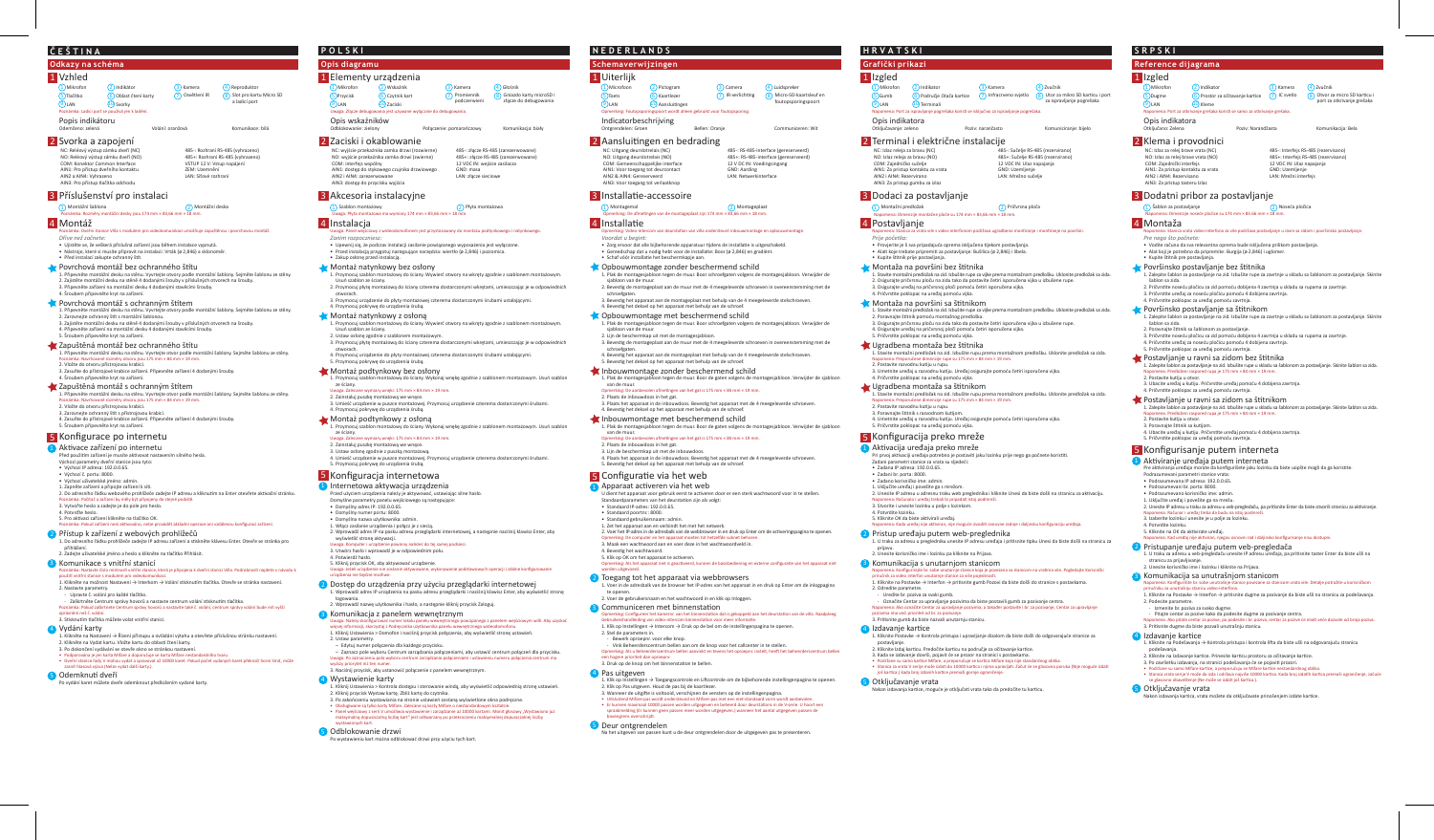# ČEŠTINA

## Odkazy na schéma

### 1 Vzhled

① Mikrofon ② Indikátor ③ Kamera ④ Reproduktor
⑤ Tlačítko ⑥ Oblast čtení karty ⑦ Osvětlení IR ⑧ Slot pro kartu Micro SD a tlačítko reset
⑨ LAN ⑩ Svorky

Opis indikátoru

Odemknuto: zelená | Volání: oranžová | Komunikace: bílá

### 2 Svorka a zapojení

NC: Reléový výstup zámku dveří (NC)
NO: Reléový výstup zámku dveří (NO)
COM: Konektor Common Interface
AIN1: Pro připojení dveřního kontaktu
AIN2 a AIN4: Vyhrazeno
AIN3: Pro tlačítko odchodu

485-: Rozhraní RS-485 (vyhrazeno)
485+: Rozhraní RS-485 (vyhrazeno)
VSTUP 12 V: Vstup napájení
ZEM: Uzemnění
LAN: Síťové rozhraní

### 3 Příslušenství pro instalaci

① Montážní šablona ② Montážní deska

### 4 Montáž

- Povrchová montáž bez ochranného štítu
- Povrchová montáž s ochranným štítem
- Zapuštěná montáž bez ochranného štítu
- Zapuštěná montáž s ochranným štítem

### 5 Konfigurace po internetu

1. Aktivace zařízení po internetu
2. Přístup k zařízení z webových prohlížečů
3. Komunikace s vnitřní stanicí
4. Vydání karty
5. Odemknutí dveří

# POLSKI

## Opis diagramu

### 1 Elementy urządzenia

① Mikrofon ② Wskaźnik ③ Kamera ④ Głośnik
⑤ Przycisk ⑥ Czytnik kart ⑦ Promiennik podczerwieni ⑧ Gniazdo karty microSD i złącze do debugowania
⑨ LAN ⑩ Zaciski

Opis wskaźników

Odblokowanie: zielony | Połączenie: pomarańczowy | Komunikacja: biały

### 2 Zaciski i okablowanie

NC: wyjście przekaźnika zamka drzwi (rozwierne)
NO: wyjście przekaźnika zamka drzwi (zwierne)
COM: interfejs wspólny
AIN1: dostęp do rejestrowania czujnika drzwiowego
AIN2 i AIN4: zarezerwowane
AIN3: dostęp do przycisku wyjścia

485-: złącze RS-485 (zarezerwowane)
485+: złącze RS-485 (zarezerwowane)
12 VDC IN: wejście zasilania
GND: masa
LAN: złącze sieciowe

### 3 Akcesoria instalacyjne

① Szablon montażowy ② Płyta montażowa

### 4 Instalacja

- Montaż natynkowy bez osłony
- Montaż natynkowy z osłoną
- Montaż podtynkowy bez osłony
- Montaż podtynkowy z osłoną

### 5 Konfiguracja internetowa

1. Internetowa aktywacja urządzenia
2. Dostęp do urządzenia przy użyciu przeglądarki internetowej
3. Komunikacja z panelem wewnętrznym
4. Wystawienie karty
5. Odblokowanie drzwi

# NEDERLANDS

## Schemaverwijzingen

### 1 Uiterlijk

① Microfoon ② Pictogram ③ Camera ④ Luidspreker
⑤ Toets ⑥ Kaartlezer ⑦ IR-verlichting ⑧ Micro-SD-kaartsleuf en foutopsporingspoort
⑨ LAN ⑩ Aansluitingen

Indicatorbeschrijving

Ontgrendelen: Groen | Bellen: Oranje | Communiceren: Wit

### 2 Aansluitingen en bedrading

NC: Uitgang deurslotrelais (NC)
NO: Uitgang deurslotrelais (NO)
COM: Gemeenschappelijke interface
AIN1: Voor toegang tot deurcontact
AIN2 & AIN4: Gereserveerd
AIN3: Voor toegang tot verlaatknop

485-: RS-485-interface (gereserveerd)
485+: RS-485-interface (gereserveerd)
12 VDC IN: Voedingsingang
GND: Aarding
LAN: Netwerkinterface

### 3 Installatie-accessoire

① Montagemal ② Montageplaat

### 4 Installatie

- Opbouwmontage zonder beschermend schild
- Opbouwmontage met beschermend schild
- Inbouwmontage zonder beschermend schild
- Inbouwmontage met beschermend schild

### 5 Configuratie via het web

1. Apparaat activeren via het web
2. Toegang tot het apparaat via webbrowsers
3. Communiceren met binnenstation
4. Pas uitgeven
5. Deur ontgrendelen

# HRVATSKI

## Grafički prikazi

### 1 Izgled

① Mikrofon ② Indikator ③ Kamera ④ Zvučnik
⑤ Gumb ⑥ Područje čitača kartice ⑦ Infracrveno svjetlo ⑧ Utor za micro SD karticu i port za ispravljanje pogrešaka
⑨ LAN ⑩ Terminali

Opis indikatora

Otključavanje: Zelena | Poziv: narančasta | Komuniciranje: bijela

### 2 Terminal i električne instalacije

NC: Izlaz releja za bravu (NC)
NO: Izlaz releja za bravu (NO)
COM: Zajedničko sučelje
AIN1: Za pristup kontaktu za vrata
AIN2 i AIN4: Rezervirano
AIN3: Za pristup gumbu za izlaz

485-: Sučelje RS-485 (rezervirano)
485+: Sučelje RS-485 (rezervirano)
12 VDC IN: Ulaz napajanja
GND: Uzemljenje
LAN: Mrežno sučelje

### 3 Dodaci za postavljanje

① Montažni predložak ② Pričvrsna ploča

### 4 Postavljanje

- Montaža na površini bez štitnika
- Montaža na površini sa štitnikom
- Ugrađena montaža bez štitnika
- Ugrađena montaža sa štitnikom

### 5 Konfiguracija preko mreže

1. Aktivacija uređaja preko mreže
2. Pristup uređaju putem web-preglednika
3. Komunikacija s unutarnjim stanicom
4. Izdavanje kartice
5. Otključavanje vrata

# SRPSKI

## Reference dijagrama

### 1 Izgled

① Mikrofon ② Indikator ③ Kamera ④ Zvučnik
⑤ Dugme ⑥ Prostor za očitavanje kartice ⑦ IC svetlo ⑧ Otvor za micro SD karticu i port za otklanjanje grešaka
⑨ LAN ⑩ Kleme

Opis indikatora

Otključano: Zelena | Poziv: Narandžasta | Komunikacija: Bela

### 2 Klema i provodnici

NC: Izlaz releja brave vrata (NC)
NO: Izlaz releja brave vrata (NO)
COM: Zajednički interfejs
AIN1: Za pristup kontaktu za vrata
AIN2 i AIN4: Rezervisano
AIN3: Za pristup dugmetu za izlaz

485-: Interfejs RS-485 (rezervisano)
485+: Interfejs RS-485 (rezervisano)
12 VDC IN: Ulaz napajanja
GND: Uzemljenje
LAN: Mrežni interfejs

### 3 Dodatni pribor za postavljanje

① Šablon za postavljanje ② Noseća pločica

### 4 Montaža

- Površinsko postavljanje bez štitnika
- Površinsko postavljanje sa štitnikom
- Postavljanje u ravni sa zidom bez štitnika
- Postavljanje u ravni sa zidom sa štitnikom

### 5 Konfigurisanje putem interneta

1. Aktiviranje uređaja putem interneta
2. Pristupanje uređaju putem veb-pregledača
3. Komunikacija sa unutrašnjom stanicom
4. Izdavanje kartice
5. Otključavanje vrata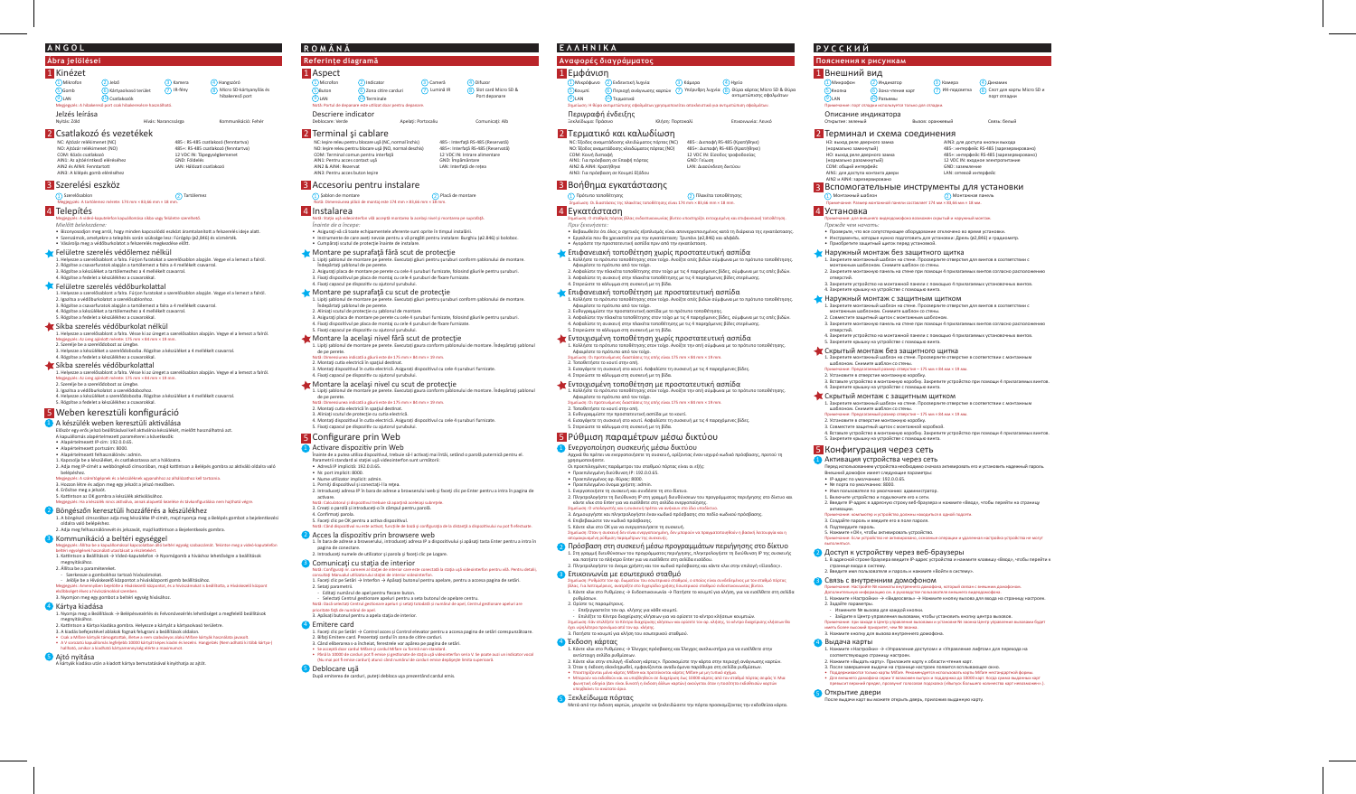# ANGOL

## Ábra jelölései

### 1 Kinézet

1 Mikrofon 2 Jelző 3 Kamera 4 Hangszóró
5 Gomb 6 Kártyaolvasó terület 7 IR-fény 8 Micro SD-kártyanyílás és hálózati port
9 LAN 10 Csatlakozók

Megjegyzés: A hálózati port csak hibaelhárításra használható.

#### Jelzés leírása

Nyitás: Zöld Hívás: Narancssárga Kommunikáció: Fehér

### 2 Csatlakozó és vezetékek

NC: Ajtózár relékimenet (NC)
NO: Ajtózár relékimenet (NO)
COM: Közös csatlakozó
AIN1: Az ajtónyitó gomb bemenete
AIN2 és AIN4: Fenntartott
AIN3: A kilépés gomb bemenete
485-: RS-485 csatlakozó (fenntartva)
485+: RS-485 csatlakozó (fenntartva)
12 VDC IN: Tápegységbemenet
GND: Földelés
LAN: Hálózati csatlakozó

### 3 Szerelési eszköz

1 Szerelőlemez 2 Tartódoboz

Megjegyzés: A tartódoboz mérete: 173 mm × 83,66 mm × 18 mm.

### 4 Telepítés

Megjegyzés: A videó kaputelefon kapuállomásához védőburkolat kapható.

*Mielőtt belekezdene:*

- Bizonyosodjon meg arról, hogy minden kapcsolódó eszközt áramtalanított a felszerelés ideje alatt.
- Szerszámok, amelyekre a telepítés során szüksége lesz: Fúrógép (φ2,846) és csavarhúzó.
- Vásárolja meg a védőburkolatot a felszerelés megkezdése előtt.

#### Felületre szerelés védőburkolat nélkül

1. Helyezze a szerelőlemezt a falra. Fúrjon furatokat a szerelőlemez alapján. Vegye el a lemezt a falról.
2. Rögzítse a csavarfuratok alapján a tartólemezt a falra a 4 mellékelt csavarral.
3. Rögzítse a készüléket a tartólemezhez a 4 mellékelt csavarral.
4. Rögzítse a fedelet a készülékre a csavarokkal.

#### Felületre szerelés védőburkolattal

1. Helyezze a szerelőlemezt a falra. Fúrjon furatokat a szerelőlemez alapján. Vegye el a lemezt a falról.
2. Igazítsa a védőburkolatot a szerelőlemezhez.
3. Rögzítse a csavarfuratok alapján a tartólemezt a falra a 4 mellékelt csavarral.
4. Rögzítse a készüléket a tartólemezhez a 4 mellékelt csavarral.
5. Rögzítse a fedelet a készülékre a csavarokkal.

#### Síkba szerelés védőburkolat nélkül

1. Helyezze a szerelőlemezt a falra. Vésse ki az üreget a szerelőlemez alapján. Vegye el a lemezt a falról.
   Megjegyzés: Az üreg ajánlott mérete: 175 mm × 84 mm × 18 mm.
2. Szerelje be a szerelődobozt az üregbe.
3. Helyezze a készüléket a szerelődobozba. Rögzítse a készüléket a 4 mellékelt csavarral.
4. Rögzítse a fedelet a készülékre a csavarokkal.

#### Síkba szerelés védőburkolattal

1. Helyezze a szerelőlemezt a falra. Vésse ki az üreget a szerelőlemez alapján. Vegye el a lemezt a falról.
   Megjegyzés: Az üreg ajánlott mérete: 175 mm × 84 mm × 18 mm.
2. Szerelje be a szerelődobozt az üregbe.
3. Igazítsa a védőburkolatot a szerelődobozhoz.
4. Helyezze a készüléket a szerelődobozba. Rögzítse a készüléket a 4 mellékelt csavarral.
5. Rögzítse a fedelet a készülékre a csavarokkal.

### 5 Weben keresztüli konfiguráció

#### 1 A készülék weben keresztüli aktiválása

Először egy erős jelszó beállításával kell aktiválnia a készüléket, mielőtt használhatná azt.
A készülék alapértelmezett paraméterei a következők:

- Alapértelmezett IP-cím: 192.0.0.65.
- Alapértelmezett portszám: 8000.
- Alapértelmezett felhasználónév: admin.

1. Kapcsolja be a készüléket, és csatlakoztassa azt a hálózatra.
2. Adja meg az IP-címet a webböngésző címsorában, majd kattintson a Belépés gombra az aktiváló oldalra való belépéshez.
   Megjegyzés: A számítógépnek és a készüléknek ugyanahhoz az alhálózathoz kell tartoznia.
3. Hozzon létre és adjon meg egy jelszót a jelszó mezőben.
4. Erősítse meg a jelszót.
5. Kattintson az OK gombra a készülék aktiválásához.
   Megjegyzés: Ha a készülék nincs aktiválva, az alapvető műveletek és a távoli konfiguráció nem hajtható végre.

#### 2 Böngészőn keresztüli hozzáférés a készülékhez

1. A böngésző címsorában adja meg a készülék IP-címét, majd nyomja meg a Belépés gombot a bejelentkezési oldalra való belépéshez.
2. Adja meg felhasználónevét és jelszavát, majd kattintson a Bejelentkezés gombra.

#### 3 Kommunikáció a beltéri egységgel

Megjegyzés: A hívás előtt a kapuállomásnak kapcsolódnia kell a beltéri egységhez.

1. Kattintson a Beállítások → Videó-kaputelefon → Nyomógomb a hívásban lehetőségre a beállítások megnyitásához.
2. Állítsa be a paramétereket.
   - Szerkessze a gombokhoz tartozó hívásszámot.
   - Jelölje be a Hívásközpont hívása lehetőséget a hívásközpont hívásához.
   Megjegyzés: Amennyiben bejelölte a Hívásközpont hívása lehetőséget, a hívásközpont elsőbbséget élvez.
3. Nyomjon meg egy gombot a beltéri egység hívásához.

#### 4 Kártya kiadása

1. Nyomja meg a Beállítások → Belépővezérlés és Felvonóvezérlés lehetőséget a megfelelő beállítások megnyitásához.
2. Kattintson a Kártya kiadása gombra. Helyezze a kártyát a kártyaolvasó területre.
3. A kiadás befejezése után a kártya megjelenik a beállítások oldalon.

- Csak a Mifare kártyák támogatottak.
- A V-sorozatú kapuállomás legfeljebb 10000 kártyát képes kezelni.

#### 5 Ajtó nyitása

A kártyák kiadása után a kiadott kártya bemutatásával kinyithatja az ajtót.

# ROMÂNĂ

## Referințe diagramă

### 1 Aspect

1 Microfon 2 Indicator 3 Cameră 4 Difuzor
5 Buton 6 Zonă citire carduri 7 Lumină IR 8 Slot card Micro SD & Port depanare
9 LAN 10 Terminale

Notă: Portul de depanare este utilizat doar pentru depanare.

#### Descriere indicator

Deblocare: Verde Apelați: Portocaliu Comunicați: Alb

### 2 Terminal și cablare

NC: Ieșire releu pentru blocare ușă (NC, normal închis)
NO: Ieșire releu pentru blocare ușă (NO, normal deschis)
COM: Terminal comun pentru interfață
AIN1: Pentru acces contact ușă
AIN2 & AIN4: Rezervat
AIN3: Pentru acces buton ieșire
485-: Interfață RS-485 (Rezervată)
485+: Interfață RS-485 (Rezervată)
12 VDC IN: Intrare alimentare
GND: Împământare
LAN: Interfață de rețea

### 3 Accesoriu pentru instalare

1 Șablon de montare 2 Placă de montare

Notă: Dimensiunea plăcii de montaj este 174 mm × 83,66 mm × 18 mm.

### 4 Instalarea

Notă: Stația ușă videointerfon află acoperiți montarea la suprafață și montarea pe aparent.

*Înainte de a începe:*

- Asigurați-vă că toate echipamentele aferente sunt oprite în timpul instalării.
- Instrumentele de care aveți nevoie pentru a vă pregăti pentru instalare: Burghiu (φ2,846) și bolobocc.
- Cumpărați scutul de protecție înainte de instalare.

#### Montare pe suprafață fără scut de protecție

1. Lipiți șablonul de montare pe perete. Executați găuri pentru șuruburi conform șablonului de montare. Îndepărtați șablonul de pe perete.
2. Asigurați placa de montare pe perete cu cele 4 șuruburi furnizate, folosind găurile pentru șuruburi.
3. Fixați dispozitivul pe placa de montaj cu cele 4 șuruburi furnizate.
4. Fixați capacul pe dispozitiv cu ajutorul șuruburilor.

#### Montare pe suprafață cu scut de protecție

1. Lipiți șablonul de montare pe perete. Executați găuri pentru șuruburi conform șablonului de montare. Îndepărtați șablonul de pe perete.
2. Aliniați scutul de protecție cu șablonul de montare.
3. Asigurați placa de montare pe perete cu cele 4 șuruburi furnizate, folosind găurile pentru șuruburi.
4. Fixați dispozitivul pe placa de montaj cu cele 4 șuruburi furnizate.
5. Fixați capacul pe dispozitiv cu ajutorul șuruburilor.

#### Montare la același nivel fără scut de protecție

1. Lipiți șablonul de montare pe perete. Executați gaura conform șablonului de montare. Îndepărtați șablonul de pe perete.
   Notă: Dimensiunea indicată a găurii este de 175 mm × 84 mm × 19 mm.
2. Montați cutia electrică în spațiul destinat.
3. Montați dispozitivul în cutia electrică. Asigurați dispozitivul cu cele 4 șuruburi furnizate.
4. Fixați capacul pe dispozitiv cu ajutorul șuruburilor.

#### Montare la același nivel cu scut de protecție

1. Lipiți șablonul de montare pe perete. Executați gaura conform șablonului de montare. Îndepărtați șablonul de pe perete.
   Notă: Dimensiunea indicată a găurii este de 175 mm × 84 mm × 19 mm.
2. Montați cutia electrică în spațiul destinat.
3. Aliniați scutul de protecție cu cutia electrică.
4. Montați dispozitivul în cutia electrică. Asigurați dispozitivul cu cele 4 șuruburi furnizate.
5. Fixați capacul pe dispozitiv cu ajutorul șuruburilor.

### 5 Configurare prin Web

#### 1 Activare dispozitiv prin Web

Înainte de a putea utiliza dispozitivul, trebuie să-l activați mai întâi, setând o parolă puternică pentru el.
Parametrii standard ai stației ușă videointerfon sunt următorii:

- Adresă IP implicită: 192.0.0.65.
- Nr. port implicit: 8000.
- Nume utilizator implicit: admin.

1. Porniți dispozitivul și conectați-l la rețea.
2. Introduceți adresa IP în bara de adrese a browserului web și faceți clic pe Enter pentru a intra în pagina de activare.
   Notă: Calculatorul și dispozitivul trebuie să aparțină aceleiași subrețele.
3. Creați o parolă și introduceți-o în câmpul pentru parolă.
4. Confirmați parola.
5. Faceți clic pe OK pentru a activa dispozitivul.
   Notă: Când dispozitivul nu este activat, funcțiile de bază și configurația de la distanță a dispozitivului nu pot fi efectuate.

#### 2 Acces la dispozitiv prin browsere web

1. În bara de adrese a browserului, introduceți adresa IP a dispozitivului și apăsați tasta Enter pentru a intra în pagina de conectare.
2. Introduceți numele de utilizator și parola și faceți clic pe Logare.

#### 3 Comunicați cu stația de interior

Notă: Configurați în prealabil stația de interior care este asociată la stația ușă videointerfon.

1. Faceți clic pe Setări → Interfon → Apăsați butonul pentru apelare, pentru a accesa pagina de setări.
2. Setați parametrii.
   - Editați numărul de apel pentru fiecare buton.
   - Selectați Centrul gestionare apeluri pentru a seta butonul de apelare centru.
   Notă: Dacă selectați Centrul gestionare apeluri, centrul are prioritate.
3. Apăsați butonul pentru a apela stația de interior.

#### 4 Emitere card

1. Faceți clic pe Setări → Control acces și Control elevator pentru a accesa pagina de setări corespunzătoare.
2. Bifați Emitere card. Prezentați cardul în zona de citire carduri.
3. Când eliberarea s-a încheiat, înregistrarea va apărea pe pagina de setări.

- Se acceptă doar cardul Mifare.
- Pentru stația ușă seria V, pot fi emise maximum 10000 de carduri.

#### 5 Deblocare ușă

După emiterea de carduri, puteți debloca ușa prezentând cardul emis.

# ΕΛΛΗΝΙΚΑ

## Αναφορές διαγράμματος

### 1 Εμφάνιση

1 Μικρόφωνο 2 Ενδεικτική λυχνία 3 Κάμερα 4 Ηχείο
5 Κουμπί 6 Περιοχή ανάγνωσης καρτών 7 Υπέρυθρη λυχνία 8 Θύρα κάρτας Micro SD & θύρα αντιμετώπισης σφαλμάτων
9 LAN 10 Τερματικά

Σημείωση: Η θύρα αντιμετώπισης σφαλμάτων χρησιμοποιείται αποκλειστικά για αντιμετώπιση σφαλμάτων.

#### Περιγραφή ένδειξης

Ξεκλείδωμα: Πράσινο Κλήση: Πορτοκαλί Επικοινωνία: Λευκό

### 2 Τερματικό και καλωδίωση

NC: Έξοδος ρελέ κλειδώματος θύρας (NC)
NO: Έξοδος ρελέ κλειδώματος θύρας (NO)
COM: Κοινή διεπαφή
AIN1: Για πρόσβαση σε επαφή θύρας
AIN2 & AIN4: Δεσμευμένο
AIN3: Για πρόσβαση σε Κουμπί Εξόδου
485-: Διεπαφή RS-485 (Κρατημένη)
485+: Διεπαφή RS-485 (Κρατημένη)
12 VDC IN: Είσοδος τροφοδοσίας
GND: Γείωση
LAN: Διασύνδεση δικτύου

### 3 Βοήθημα εγκατάστασης

1 Πρότυπο τοποθέτησης 2 Πλάκα τοποθέτησης

Σημείωση: Οι διαστάσεις της πλάκας τοποθέτησης είναι 174 mm × 83,66 mm × 18 mm.

### 4 Εγκατάσταση

Σημείωση: Ο σταθμός πόρτας βίντεο ενδοεπικοινωνίας διατίθεται για τοποθέτηση σε επιφάνεια και εντοιχισμένη τοποθέτηση.

*Πριν ξεκινήσετε:*

- Βεβαιωθείτε ότι όλος ο σχετικός εξοπλισμός είναι απενεργοποιημένος κατά τη διάρκεια της εγκατάστασης.
- Εργαλεία που θα χρειαστείτε για την εγκατάσταση: Τρυπάνι (φ2,846) και αλφάδι.
- Αγοράστε την προστατευτική ασπίδα πριν από την εγκατάσταση.

#### Επιφανειακή τοποθέτηση χωρίς προστατευτική ασπίδα

1. Κολλήστε το πρότυπο τοποθέτησης στον τοίχο. Ανοίξτε οπές βιδών σύμφωνα με το πρότυπο τοποθέτησης. Αφαιρέστε το πρότυπο από τον τοίχο.
2. Ασφαλίστε την πλάκα τοποθέτησης στον τοίχο με τις 4 παρεχόμενες βίδες σύμφωνα με τις οπές βιδών.
3. Ασφαλίστε τη συσκευή στην πλάκα τοποθέτησης με τις 4 παρεχόμενες βίδες στερέωσης.
4. Στερεώστε το κάλυμμα στη συσκευή με τη βίδα.

#### Επιφανειακή τοποθέτηση με προστατευτική ασπίδα

1. Κολλήστε το πρότυπο τοποθέτησης στον τοίχο. Ανοίξτε οπές βιδών σύμφωνα με το πρότυπο τοποθέτησης. Αφαιρέστε το πρότυπο από τον τοίχο.
2. Ευθυγραμμίστε την προστατευτική ασπίδα με το πρότυπο τοποθέτησης.
3. Ασφαλίστε την πλάκα τοποθέτησης στον τοίχο με τις 4 παρεχόμενες βίδες σύμφωνα με τις οπές βιδών.
4. Ασφαλίστε τη συσκευή στην πλάκα τοποθέτησης με τις 4 παρεχόμενες βίδες στερέωσης.
5. Στερεώστε το κάλυμμα στη συσκευή με τη βίδα.

#### Εντοιχισμένη τοποθέτηση χωρίς προστατευτική ασπίδα

1. Κολλήστε το πρότυπο τοποθέτησης στον τοίχο. Ανοίξτε την οπή σύμφωνα με το πρότυπο τοποθέτησης. Αφαιρέστε το πρότυπο από τον τοίχο.
   Σημείωση: Οι προτεινόμενες διαστάσεις της οπής είναι 175 mm × 84 mm × 19 mm.
2. Τοποθετήστε το κουτί στην οπή.
3. Εισαγάγετε τη συσκευή στο κουτί. Ασφαλίστε τη συσκευή με τις 4 παρεχόμενες βίδες.
4. Στερεώστε το κάλυμμα στη συσκευή με τη βίδα.

#### Εντοιχισμένη τοποθέτηση με προστατευτική ασπίδα

1. Κολλήστε το πρότυπο τοποθέτησης στον τοίχο. Ανοίξτε την οπή σύμφωνα με το πρότυπο τοποθέτησης. Αφαιρέστε το πρότυπο από τον τοίχο.
   Σημείωση: Οι προτεινόμενες διαστάσεις της οπής είναι 175 mm × 84 mm × 19 mm.
2. Τοποθετήστε το κουτί στην οπή.
3. Ευθυγραμμίστε την προστατευτική ασπίδα με το κουτί.
4. Εισαγάγετε τη συσκευή στο κουτί. Ασφαλίστε τη συσκευή με τις 4 παρεχόμενες βίδες.
5. Στερεώστε το κάλυμμα στη συσκευή με τη βίδα.

### 5 Ρύθμιση παραμέτρων μέσω δικτύου

#### 1 Ενεργοποίηση συσκευής μέσω δικτύου

Αρχικά θα πρέπει να ενεργοποιήσετε τη συσκευή, ορίζοντας έναν ισχυρό κωδικό πρόσβασης, προτού τη χρησιμοποιήσετε.
Οι προεπιλεγμένες παράμετροι του σταθμού πόρτας είναι οι εξής:

- Προεπιλεγμένη διεύθυνση IP: 192.0.0.65.
- Προεπιλεγμένος αρ. θύρας: 8000.
- Προεπιλεγμένο όνομα χρήστη: admin.

1. Ενεργοποιήστε τη συσκευή και συνδέστε τη στο δίκτυο.
2. Πληκτρολογήστε τη διεύθυνση IP στη γραμμή διευθύνσεων του προγράμματος περιήγησης στο δίκτυο και κάντε κλικ στο Enter για να εισέλθετε στη σελίδα ενεργοποίησης.
   Σημείωση: Ο υπολογιστής και η συσκευή πρέπει να ανήκουν στο ίδιο υποδίκτυο.
3. Δημιουργήστε και πληκτρολογήστε έναν κωδικό πρόσβασης στο πεδίο κωδικού πρόσβασης.
4. Επιβεβαιώστε τον κωδικό πρόσβασης.
5. Κάντε κλικ στο OK για να ενεργοποιήσετε τη συσκευή.
   Σημείωση: Όταν η συσκευή δεν είναι ενεργοποιημένη, δεν μπορούν να πραγματοποιηθούν οι βασικές λειτουργίες και η απομακρυσμένη ρύθμιση παραμέτρων της συσκευής.

#### 2 Πρόσβαση στη συσκευή μέσω προγραμμάτων περιήγησης στο δίκτυο

1. Στη γραμμή διευθύνσεων του προγράμματος περιήγησης, πληκτρολογήστε τη διεύθυνση IP της συσκευής και πατήστε το πλήκτρο Enter για να εισέλθετε στη σελίδα εισόδου.
2. Πληκτρολογήστε το όνομα χρήστη και τον κωδικό πρόσβασης και κάντε κλικ στο «Είσοδος».

#### 3 Επικοινωνία με εσωτερικό σταθμό

Σημείωση: Ρυθμίστε εκ των προτέρων τον εσωτερικό σταθμό, ο οποίος είναι συνδεδεμένος με τον σταθμό πόρτας.

1. Κάντε κλικ στο Ρυθμίσεις → Ενδοεπικοινωνία → Πατήστε το κουμπί για κλήση, για να εισέλθετε στη σελίδα ρυθμίσεων.
2. Ορίστε τις παραμέτρους.
   - Επεξεργαστείτε τον αρ. κλήσης για κάθε κουμπί.
   - Επιλέξτε το Κέντρο διαχείρισης κλήσεων για να ορίσετε το κέντρο κλήσεων κουμπιών.
   Σημείωση: Εάν επιλέξετε το Κέντρο διαχείρισης κλήσεων και ορίσετε τον αρ. κλήσης, το κέντρο διαχείρισης κλήσεων θα έχει υψηλότερη προτεραιότητα από τον αρ. κλήσης.
3. Πατήστε το κουμπί για κλήση του εσωτερικού σταθμού.

#### 4 Έκδοση κάρτας

1. Κάντε κλικ στο Ρυθμίσεις → Έλεγχος πρόσβασης και Έλεγχος ανελκυστήρα για να εισέλθετε στην αντίστοιχη σελίδα ρυθμίσεων.
2. Κάντε κλικ στην επιλογή «Έκδοση κάρτας». Προσκομίστε την κάρτα στην περιοχή ανάγνωσης καρτών.
3. Όταν η έκδοση ολοκληρωθεί, εμφανίζονται εγγραφές στη σελίδα ρυθμίσεων.

- Υποστηρίζονται μόνο κάρτες Mifare.
- Μπορούν να εκδοθούν έως 10000 κάρτες για τον σταθμό πόρτας σειράς V.

#### 5 Ξεκλείδωμα πόρτας

Μετά από την έκδοση καρτών, μπορείτε να ξεκλειδώσετε την πόρτα προσκομίζοντας την εκδοθείσα κάρτα.

# РУССКИЙ

## Пояснения к рисункам

### 1 Внешний вид

1 Микрофон 2 Индикатор 3 Камера 4 Динамик
5 Кнопка 6 Зона чтения карт 7 ИК-подсветка 8 Слот для карты Micro SD и порт отладки
9 LAN 10 Разъемы

Примечание: порт отладки используется только для отладки.

#### Описание индикатора

Открытие: зеленый Вызов: оранжевый Связь: белый

### 2 Терминал и схема соединения

NO: выход реле дверного замка (нормально замкнутый)
NC: выход реле дверного замка (нормально разомкнутый)
COM: общий интерфейс
AIN1: для доступа контакта двери
AIN2 и AIN4: зарезервировано
AIN3: для доступа кнопки выхода
485-: интерфейс RS-485 (зарезервировано)
485+: интерфейс RS-485 (зарезервировано)
12 VDC IN: входное электропитание
GND: заземление
LAN: сетевой интерфейс

### 3 Вспомогательные инструменты для установки

1 Монтажный шаблон 2 Монтажная панель

Примечание: Размер монтажной панели составляет 174 мм × 83,66 мм × 18 мм.

### 4 Установка

Примечание: для внешнего видеодомофона возможен скрытый и наружный монтаж.

*Прежде чем начать:*

- Проверьте, что все соответствующее оборудование отключено во время установки.
- Инструменты, которые нужно подготовить для установки: Дрель (φ2,846) и градомер.
- Приобретите защитный щиток перед установкой.

#### Наружный монтаж без защитного щитка

1. Закрепите монтажный шаблон на стене. Просверлите отверстия для винтов в соответствии с монтажным шаблоном. Снимите шаблон со стены.
2. Закрепите монтажную панель на стене при помощи 4 прилагаемых винтов согласно расположению отверстий.
3. Закрепите устройство на монтажной панели с помощью 4 прилагаемых установочных винтов.
4. Закрепите крышку на устройстве с помощью винта.

#### Наружный монтаж с защитным щитком

1. Закрепите монтажный шаблон на стене. Просверлите отверстия для винтов в соответствии с монтажным шаблоном. Снимите шаблон со стены.
2. Совместите защитный щиток с монтажным шаблоном.
3. Закрепите монтажную панель на стене при помощи 4 прилагаемых винтов согласно расположению отверстий.
4. Закрепите устройство на монтажной панели с помощью 4 прилагаемых установочных винтов.
5. Закрепите крышку на устройстве с помощью винта.

#### Скрытый монтаж без защитного щитка

1. Закрепите монтажный шаблон на стене. Просверлите отверстие в соответствии с монтажным шаблоном. Снимите шаблон со стены.
   Примечание: Предлагаемый размер отверстия – 175 мм × 84 мм × 19 мм.
2. Установите в отверстие монтажную коробку.
3. Вставьте устройство в монтажную коробку. Закрепите устройство при помощи 4 прилагаемых винтов.
4. Закрепите крышку на устройстве с помощью винта.

#### Скрытый монтаж с защитным щитком

1. Закрепите монтажный шаблон на стене. Просверлите отверстие в соответствии с монтажным шаблоном. Снимите шаблон со стены.
   Примечание: Предлагаемый размер отверстия – 175 мм × 84 мм × 19 мм.
2. Установите в отверстие монтажную коробку.
3. Совместите защитный щиток с монтажной коробкой.
4. Вставьте устройство в монтажную коробку. Закрепите устройство при помощи 4 прилагаемых винтов.
5. Закрепите крышку на устройстве с помощью винта.

### 5 Конфигурация через сеть

#### 1 Активация устройства через сеть

Перед использованием устройства необходимо сначала активировать его и установить надежный пароль.
Внешний домофон имеет следующие параметры:

- IP-адрес по умолчанию: 192.0.0.65.
- № порта по умолчанию: 8000.
- Имя пользователя по умолчанию: администратор.

1. Включите устройство и подключите его к сети.
2. Введите IP-адрес в адресную строку веб-браузера и нажмите «Ввод», чтобы перейти на страницу активации.
   Примечание: компьютер и устройство должны находиться в одной подсети.
3. Создайте пароль и введите его в поле пароля.
4. Подтвердите пароль.
5. Нажмите «ОК», чтобы активировать устройство.
   Примечание: Если устройство не активировано, основные операции и удаленная настройка устройства не могут выполняться.

#### 2 Доступ к устройству через веб-браузеры

1. В адресной строке браузера введите IP-адрес устройства и нажмите клавишу «Ввод», чтобы перейти к странице входа в систему.
2. Введите имя пользователя и пароль и нажмите «Войти в систему».

#### 3 Связь с внутренним домофоном

Примечание: Настройте внутренний домофон, который связан с внешним домофоном.

1. Нажмите «Настройки» → «Видеосвязь» → Нажмите кнопку вызова для входа на страницу настроек.
2. Задайте параметры.
   - Измените № вызова для каждой кнопки.
   - Зайдите в Центр управления вызовами, чтобы установить кнопку центра вызовов.
   Примечание: при заходе в Центр управления вызовами и установке № звонка Центр управления вызовами будет иметь более высокий приоритет, чем № звонка.
3. Нажмите кнопку для вызова внутреннего домофона.

#### 4 Выдача карты

1. Нажмите «Настройки» → «Управление доступом» и «Управление лифтом» для перехода на соответствующую страницу настроек.
2. Нажмите «Выдать карту». Приложите карту к области чтения карт.
3. После завершения выдачи на странице настроек появятся всплывающие окна.

- Поддерживаются только карты Mifare.
- Для внешнего домофона серии V возможно выпустить и поддержка до 10000 карт.

#### 5 Открытие двери

После выдачи карт вы можете открыть дверь, приложив выданную карту.